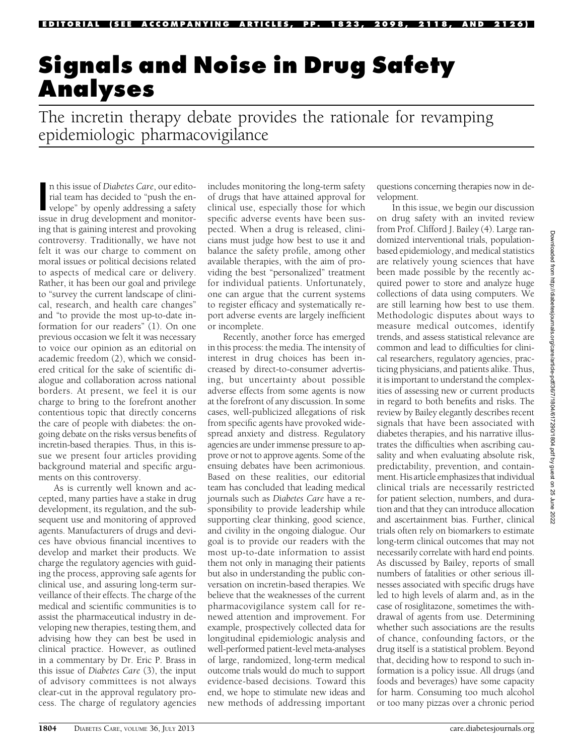EDITORIAL (SEE ACCOMPANYING ARTICLES, PP. 1823, 2098, 2118, AND 2126)

# Signals and Noise in Drug Safety Analyses

## The incretin therapy debate provides the rationale for revamping epidemiologic pharmacovigilance

In this issue of *Diabetes Care*, our editorial team has decided to "push the envelope" by openly addressing a safety issue in drug development and monitoring that is gaining interest and provoking controversy. Traditionally, we have not felt it was our charge to comment on moral issues or political decisions related to aspects of medical care or delivery. Rather, it has been our goal and privilege to "survey the current landscape of clinical, research, and health care changes" and "to provide the most up-to-date information for our readers" (1). On one previous occasion we felt it was necessary to voice our opinion as an editorial on academic freedom (2), which we considered critical for the sake of scientific dialogue and collaboration across national borders. At present, we feel it is our charge to bring to the forefront another contentious topic that directly concerns the care of people with diabetes: the ongoing debate on the risks versus benefits of incretin-based therapies. Thus, in this issue we present four articles providing background material and specific arguments on this controversy.

As is currently well known and accepted, many parties have a stake in drug development, its regulation, and the subsequent use and monitoring of approved agents. Manufacturers of drugs and devices have obvious financial incentives to develop and market their products. We charge the regulatory agencies with guiding the process, approving safe agents for clinical use, and assuring long-term surveillance of their effects. The charge of the medical and scientific communities is to assist the pharmaceutical industry in developing new therapies, testing them, and advising how they can best be used in clinical practice. However, as outlined in a commentary by Dr. Eric P. Brass in this issue of *Diabetes Care* (3), the input of advisory committees is not always clear-cut in the approval regulatory process. The charge of regulatory agencies includes monitoring the long-term safety of drugs that have attained approval for clinical use, especially those for which specific adverse events have been suspected. When a drug is released, clinicians must judge how best to use it and balance the safety profile, among other available therapies, with the aim of providing the best "personalized" treatment for individual patients. Unfortunately, one can argue that the current systems to register efficacy and systematically report adverse events are largely inefficient or incomplete.

Recently, another force has emerged in this process: the media. The intensity of interest in drug choices has been increased by direct-to-consumer advertising, but uncertainty about possible adverse effects from some agents is now at the forefront of any discussion. In some cases, well-publicized allegations of risk from specific agents have provoked widespread anxiety and distress. Regulatory agencies are under immense pressure to approve or not to approve agents. Some of the ensuing debates have been acrimonious. Based on these realities, our editorial team has concluded that leading medical journals such as *Diabetes Care* have a responsibility to provide leadership while supporting clear thinking, good science, and civility in the ongoing dialogue. Our goal is to provide our readers with the most up-to-date information to assist them not only in managing their patients but also in understanding the public conversation on incretin-based therapies. We believe that the weaknesses of the current pharmacovigilance system call for renewed attention and improvement. For example, prospectively collected data for longitudinal epidemiologic analysis and well-performed patient-level meta-analyses of large, randomized, long-term medical outcome trials would do much to support evidence-based decisions. Toward this end, we hope to stimulate new ideas and new methods of addressing important questions concerning therapies now in development.

In this issue, we begin our discussion on drug safety with an invited review from Prof. Clifford J. Bailey (4). Large randomized interventional trials, population-based epidemiology, and medical statistics are relatively young sciences that have been made possible by the recently acquired power to store and analyze huge collections of data using computers. We are still learning how best to use them. Methodologic disputes about ways to measure medical outcomes, identify trends, and assess statistical relevance are common and lead to difficulties for clinical researchers, regulatory agencies, practicing physicians, and patients alike. Thus, it is important to understand the complexities of assessing new or current products in regard to both benefits and risks. The review by Bailey elegantly describes recent signals that have been associated with diabetes therapies, and his narrative illustrates the difficulties when ascribing causality and when evaluating absolute risk, predictability, prevention, and containment. His article emphasizes that individual clinical trials are necessarily restricted for patient selection, numbers, and duration and that they can introduce allocation and ascertainment bias. Further, clinical trials often rely on biomarkers to estimate long-term clinical outcomes that may not necessarily correlate with hard end points. As discussed by Bailey, reports of small numbers of fatalities or other serious illnesses associated with specific drugs have led to high levels of alarm and, as in the case of rosiglitazone, sometimes the withdrawal of agents from use. Determining whether such associations are the results of chance, confounding factors, or the drug itself is a statistical problem. Beyond that, deciding how to respond to such information is a policy issue. All drugs (and foods and beverages) have some capacity for harm. Consuming too much alcohol or too many pizzas over a chronic period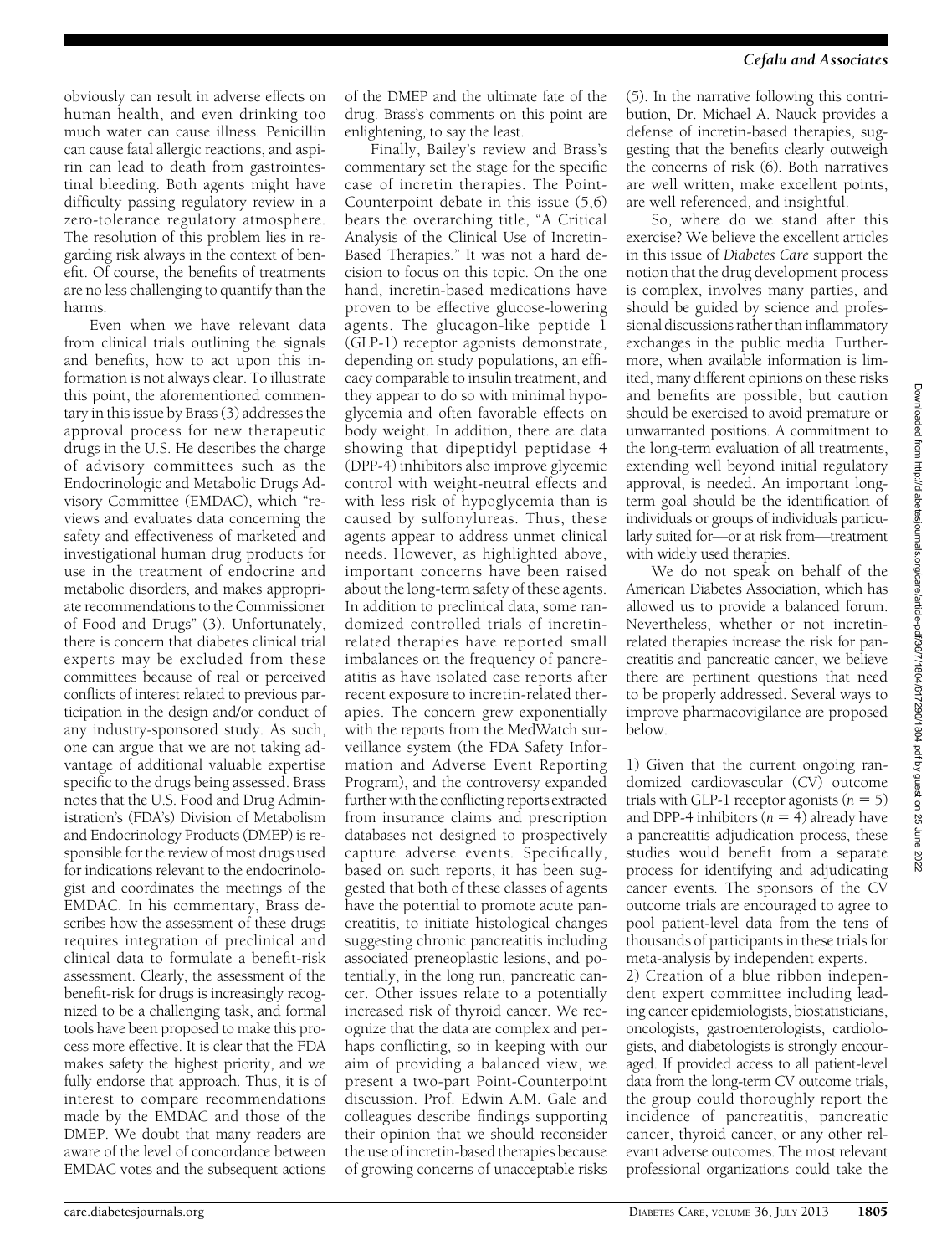obviously can result in adverse effects on human health, and even drinking too much water can cause illness. Penicillin can cause fatal allergic reactions, and aspirin can lead to death from gastrointestinal bleeding. Both agents might have difficulty passing regulatory review in a zero-tolerance regulatory atmosphere. The resolution of this problem lies in regarding risk always in the context of benefit. Of course, the benefits of treatments are no less challenging to quantify than the harms.

Even when we have relevant data from clinical trials outlining the signals and benefits, how to act upon this information is not always clear. To illustrate this point, the aforementioned commentary in this issue by Brass (3) addresses the approval process for new therapeutic drugs in the U.S. He describes the charge of advisory committees such as the Endocrinologic and Metabolic Drugs Advisory Committee (EMDAC), which "reviews and evaluates data concerning the safety and effectiveness of marketed and investigational human drug products for use in the treatment of endocrine and metabolic disorders, and makes appropriate recommendations to the Commissioner of Food and Drugs" (3). Unfortunately, there is concern that diabetes clinical trial experts may be excluded from these committees because of real or perceived conflicts of interest related to previous participation in the design and/or conduct of any industry-sponsored study. As such, one can argue that we are not taking advantage of additional valuable expertise specific to the drugs being assessed. Brass notes that the U.S. Food and Drug Administration's (FDA's) Division of Metabolism and Endocrinology Products (DMEP) is responsible for the review of most drugs used for indications relevant to the endocrinologist and coordinates the meetings of the EMDAC. In his commentary, Brass describes how the assessment of these drugs requires integration of preclinical and clinical data to formulate a benefit-risk assessment. Clearly, the assessment of the benefit-risk for drugs is increasingly recognized to be a challenging task, and formal tools have been proposed to make this process more effective. It is clear that the FDA makes safety the highest priority, and we fully endorse that approach. Thus, it is of interest to compare recommendations made by the EMDAC and those of the DMEP. We doubt that many readers are aware of the level of concordance between EMDAC votes and the subsequent actions of the DMEP and the ultimate fate of the drug. Brass's comments on this point are enlightening, to say the least.

Finally, Bailey's review and Brass's commentary set the stage for the specific case of incretin therapies. The Point-Counterpoint debate in this issue (5,6) bears the overarching title, "A Critical Analysis of the Clinical Use of Incretin-Based Therapies." It was not a hard decision to focus on this topic. On the one hand, incretin-based medications have proven to be effective glucose-lowering agents. The glucagon-like peptide 1 (GLP-1) receptor agonists demonstrate, depending on study populations, an efficacy comparable to insulin treatment, and they appear to do so with minimal hypoglycemia and often favorable effects on body weight. In addition, there are data showing that dipeptidyl peptidase 4 (DPP-4) inhibitors also improve glycemic control with weight-neutral effects and with less risk of hypoglycemia than is caused by sulfonylureas. Thus, these agents appear to address unmet clinical needs. However, as highlighted above, important concerns have been raised about the long-term safety of these agents. In addition to preclinical data, some randomized controlled trials of incretin-related therapies have reported small imbalances on the frequency of pancreatitis as have isolated case reports after recent exposure to incretin-related therapies. The concern grew exponentially with the reports from the MedWatch surveillance system (the FDA Safety Information and Adverse Event Reporting Program), and the controversy expanded further with the conflicting reports extracted from insurance claims and prescription databases not designed to prospectively capture adverse events. Specifically, based on such reports, it has been suggested that both of these classes of agents have the potential to promote acute pancreatitis, to initiate histological changes suggesting chronic pancreatitis including associated preneoplastic lesions, and potentially, in the long run, pancreatic cancer. Other issues relate to a potentially increased risk of thyroid cancer. We recognize that the data are complex and perhaps conflicting, so in keeping with our aim of providing a balanced view, we present a two-part Point-Counterpoint discussion. Prof. Edwin A.M. Gale and colleagues describe findings supporting their opinion that we should reconsider the use of incretin-based therapies because of growing concerns of unacceptable risks (5). In the narrative following this contribution, Dr. Michael A. Nauck provides a defense of incretin-based therapies, suggesting that the benefits clearly outweigh the concerns of risk (6). Both narratives are well written, make excellent points, are well referenced, and insightful.

So, where do we stand after this exercise? We believe the excellent articles in this issue of *Diabetes Care* support the notion that the drug development process is complex, involves many parties, and should be guided by science and professional discussions rather than inflammatory exchanges in the public media. Furthermore, when available information is limited, many different opinions on these risks and benefits are possible, but caution should be exercised to avoid premature or unwarranted positions. A commitment to the long-term evaluation of all treatments, extending well beyond initial regulatory approval, is needed. An important long-term goal should be the identification of individuals or groups of individuals particularly suited for—or at risk from—treatment with widely used therapies.

We do not speak on behalf of the American Diabetes Association, which has allowed us to provide a balanced forum. Nevertheless, whether or not incretin-related therapies increase the risk for pancreatitis and pancreatic cancer, we believe there are pertinent questions that need to be properly addressed. Several ways to improve pharmacovigilance are proposed below.

1) Given that the current ongoing randomized cardiovascular (CV) outcome trials with GLP-1 receptor agonists ($n = 5$) and DPP-4 inhibitors ($n = 4$) already have a pancreatitis adjudication process, these studies would benefit from a separate process for identifying and adjudicating cancer events. The sponsors of the CV outcome trials are encouraged to agree to pool patient-level data from the tens of thousands of participants in these trials for meta-analysis by independent experts.

2) Creation of a blue ribbon independent expert committee including leading cancer epidemiologists, biostatisticians, oncologists, gastroenterologists, cardiologists, and diabetologists is strongly encouraged. If provided access to all patient-level data from the long-term CV outcome trials, the group could thoroughly report the incidence of pancreatitis, pancreatic cancer, thyroid cancer, or any other relevant adverse outcomes. The most relevant professional organizations could take the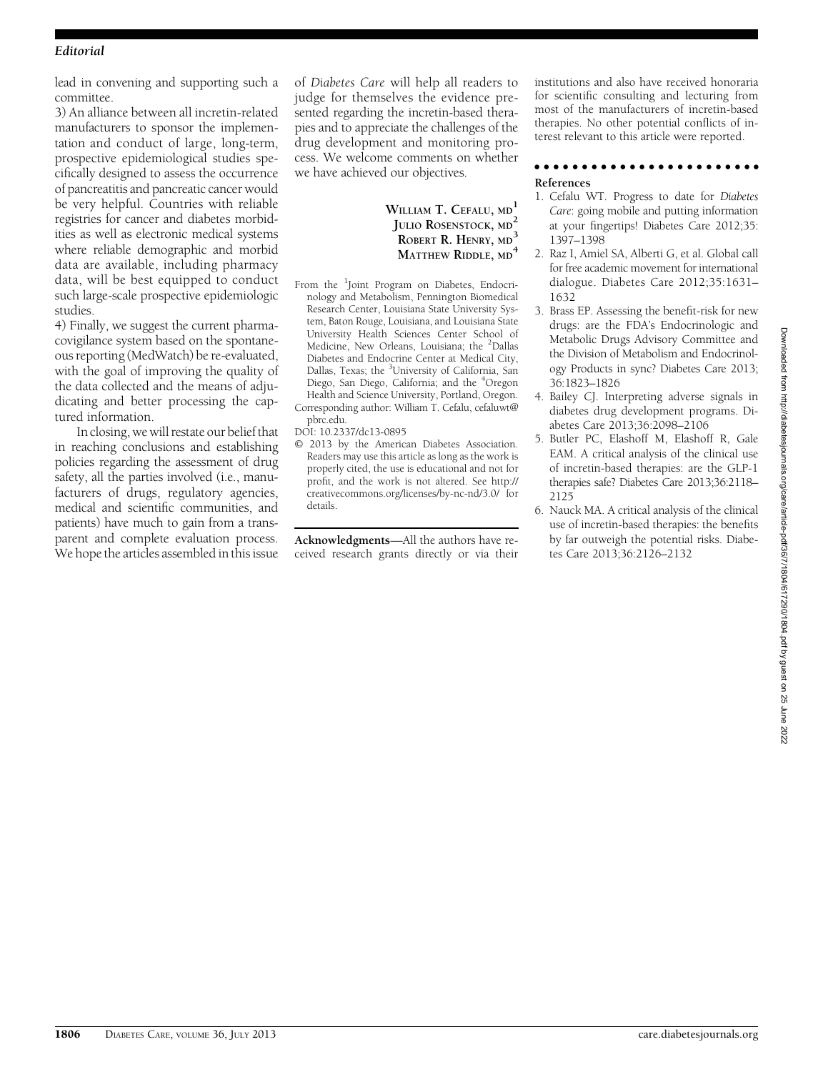lead in convening and supporting such a committee.

3) An alliance between all incretin-related manufacturers to sponsor the implementation and conduct of large, long-term, prospective epidemiological studies specifically designed to assess the occurrence of pancreatitis and pancreatic cancer would be very helpful. Countries with reliable registries for cancer and diabetes morbidities as well as electronic medical systems where reliable demographic and morbid data are available, including pharmacy data, will be best equipped to conduct such large-scale prospective epidemiologic studies.

4) Finally, we suggest the current pharmacovigilance system based on the spontaneous reporting (MedWatch) be re-evaluated, with the goal of improving the quality of the data collected and the means of adjudicating and better processing the captured information.

In closing, we will restate our belief that in reaching conclusions and establishing policies regarding the assessment of drug safety, all the parties involved (i.e., manufacturers of drugs, regulatory agencies, medical and scientific communities, and patients) have much to gain from a transparent and complete evaluation process. We hope the articles assembled in this issue of *Diabetes Care* will help all readers to judge for themselves the evidence presented regarding the incretin-based therapies and to appreciate the challenges of the drug development and monitoring process. We welcome comments on whether we have achieved our objectives.

**WILLIAM T. CEFALU, MD**[1]
**JULIO ROSENSTOCK, MD**[2]
**ROBERT R. HENRY, MD**[3]
**MATTHEW RIDDLE, MD**[4]

From the [1]Joint Program on Diabetes, Endocrinology and Metabolism, Pennington Biomedical Research Center, Louisiana State University System, Baton Rouge, Louisiana, and Louisiana State University Health Sciences Center School of Medicine, New Orleans, Louisiana; the [2]Dallas Diabetes and Endocrine Center at Medical City, Dallas, Texas; the [3]University of California, San Diego, San Diego, California; and the [4]Oregon Health and Science University, Portland, Oregon.

Corresponding author: William T. Cefalu, cefaluwt@pbrc.edu.

DOI: 10.2337/dc13-0895

© 2013 by the American Diabetes Association. Readers may use this article as long as the work is properly cited, the use is educational and not for profit, and the work is not altered. See http://creativecommons.org/licenses/by-nc-nd/3.0/ for details.

**Acknowledgments**—All the authors have received research grants directly or via their institutions and also have received honoraria for scientific consulting and lecturing from most of the manufacturers of incretin-based therapies. No other potential conflicts of interest relevant to this article were reported.

## References

1. Cefalu WT. Progress to date for *Diabetes Care*: going mobile and putting information at your fingertips! Diabetes Care 2012;35:1397–1398
2. Raz I, Amiel SA, Alberti G, et al. Global call for free academic movement for international dialogue. Diabetes Care 2012;35:1631–1632
3. Brass EP. Assessing the benefit-risk for new drugs: are the FDA's Endocrinologic and Metabolic Drugs Advisory Committee and the Division of Metabolism and Endocrinology Products in sync? Diabetes Care 2013;36:1823–1826
4. Bailey CJ. Interpreting adverse signals in diabetes drug development programs. Diabetes Care 2013;36:2098–2106
5. Butler PC, Elashoff M, Elashoff R, Gale EAM. A critical analysis of the clinical use of incretin-based therapies: are the GLP-1 therapies safe? Diabetes Care 2013;36:2118–2125
6. Nauck MA. A critical analysis of the clinical use of incretin-based therapies: the benefits by far outweigh the potential risks. Diabetes Care 2013;36:2126–2132